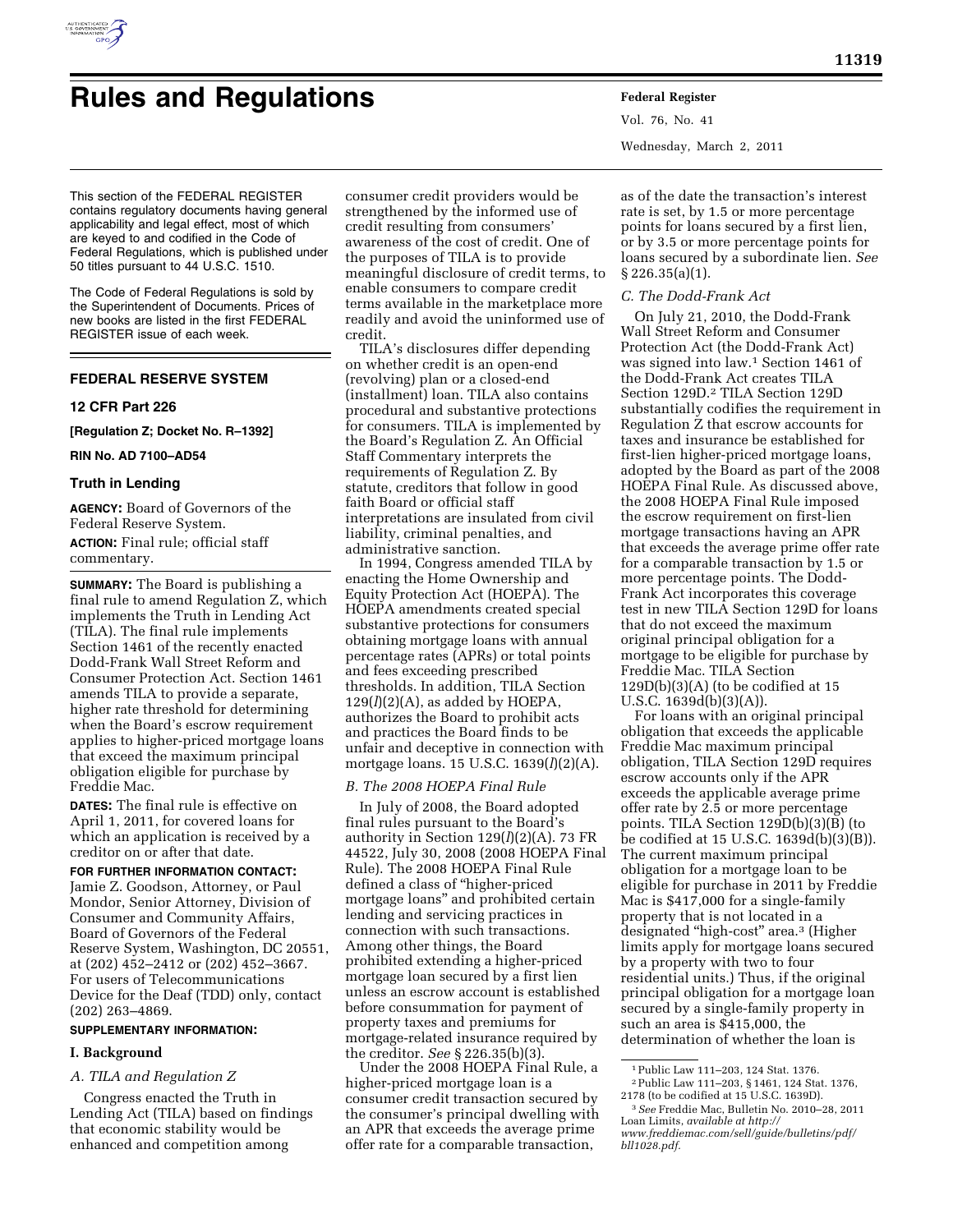# Rules and Regulations

This section of the FEDERAL REGISTER contains regulatory documents having general applicability and legal effect, most of which are keyed to and codified in the Code of Federal Regulations, which is published under 50 titles pursuant to 44 U.S.C. 1510.

The Code of Federal Regulations is sold by the Superintendent of Documents. Prices of new books are listed in the first FEDERAL REGISTER issue of each week.

## FEDERAL RESERVE SYSTEM

### 12 CFR Part 226

**[Regulation Z; Docket No. R–1392]**

**RIN No. AD 7100–AD54**

### Truth in Lending

**AGENCY:** Board of Governors of the Federal Reserve System.

**ACTION:** Final rule; official staff commentary.

**SUMMARY:** The Board is publishing a final rule to amend Regulation Z, which implements the Truth in Lending Act (TILA). The final rule implements Section 1461 of the recently enacted Dodd-Frank Wall Street Reform and Consumer Protection Act. Section 1461 amends TILA to provide a separate, higher rate threshold for determining when the Board's escrow requirement applies to higher-priced mortgage loans that exceed the maximum principal obligation eligible for purchase by Freddie Mac.

**DATES:** The final rule is effective on April 1, 2011, for covered loans for which an application is received by a creditor on or after that date.

**FOR FURTHER INFORMATION CONTACT:** Jamie Z. Goodson, Attorney, or Paul Mondor, Senior Attorney, Division of Consumer and Community Affairs, Board of Governors of the Federal Reserve System, Washington, DC 20551, at (202) 452–2412 or (202) 452–3667. For users of Telecommunications Device for the Deaf (TDD) only, contact (202) 263–4869.

**SUPPLEMENTARY INFORMATION:**

#### I. Background

*A. TILA and Regulation Z*

Congress enacted the Truth in Lending Act (TILA) based on findings that economic stability would be enhanced and competition among consumer credit providers would be strengthened by the informed use of credit resulting from consumers' awareness of the cost of credit. One of the purposes of TILA is to provide meaningful disclosure of credit terms, to enable consumers to compare credit terms available in the marketplace more readily and avoid the uninformed use of credit.

TILA's disclosures differ depending on whether credit is an open-end (revolving) plan or a closed-end (installment) loan. TILA also contains procedural and substantive protections for consumers. TILA is implemented by the Board's Regulation Z. An Official Staff Commentary interprets the requirements of Regulation Z. By statute, creditors that follow in good faith Board or official staff interpretations are insulated from civil liability, criminal penalties, and administrative sanction.

In 1994, Congress amended TILA by enacting the Home Ownership and Equity Protection Act (HOEPA). The HOEPA amendments created special substantive protections for consumers obtaining mortgage loans with annual percentage rates (APRs) or total points and fees exceeding prescribed thresholds. In addition, TILA Section 129(*l*)(2)(A), as added by HOEPA, authorizes the Board to prohibit acts and practices the Board finds to be unfair and deceptive in connection with mortgage loans. 15 U.S.C. 1639(*l*)(2)(A).

*B. The 2008 HOEPA Final Rule*

In July of 2008, the Board adopted final rules pursuant to the Board's authority in Section 129(*l*)(2)(A). 73 FR 44522, July 30, 2008 (2008 HOEPA Final Rule). The 2008 HOEPA Final Rule defined a class of "higher-priced mortgage loans" and prohibited certain lending and servicing practices in connection with such transactions. Among other things, the Board prohibited extending a higher-priced mortgage loan secured by a first lien unless an escrow account is established before consummation for payment of property taxes and premiums for mortgage-related insurance required by the creditor. *See* § 226.35(b)(3).

Under the 2008 HOEPA Final Rule, a higher-priced mortgage loan is a consumer credit transaction secured by the consumer's principal dwelling with an APR that exceeds the average prime offer rate for a comparable transaction, as of the date the transaction's interest rate is set, by 1.5 or more percentage points for loans secured by a first lien, or by 3.5 or more percentage points for loans secured by a subordinate lien. *See* § 226.35(a)(1).

*C. The Dodd-Frank Act*

On July 21, 2010, the Dodd-Frank Wall Street Reform and Consumer Protection Act (the Dodd-Frank Act) was signed into law.[1] Section 1461 of the Dodd-Frank Act creates TILA Section 129D.[2] TILA Section 129D substantially codifies the requirement in Regulation Z that escrow accounts for taxes and insurance be established for first-lien higher-priced mortgage loans, adopted by the Board as part of the 2008 HOEPA Final Rule. As discussed above, the 2008 HOEPA Final Rule imposed the escrow requirement on first-lien mortgage transactions having an APR that exceeds the average prime offer rate for a comparable transaction by 1.5 or more percentage points. The Dodd-Frank Act incorporates this coverage test in new TILA Section 129D for loans that do not exceed the maximum original principal obligation for a mortgage to be eligible for purchase by Freddie Mac. TILA Section 129D(b)(3)(A) (to be codified at 15 U.S.C. 1639d(b)(3)(A)).

For loans with an original principal obligation that exceeds the applicable Freddie Mac maximum principal obligation, TILA Section 129D requires escrow accounts only if the APR exceeds the applicable average prime offer rate by 2.5 or more percentage points. TILA Section 129D(b)(3)(B) (to be codified at 15 U.S.C. 1639d(b)(3)(B)). The current maximum principal obligation for a mortgage loan to be eligible for purchase in 2011 by Freddie Mac is $417,000 for a single-family property that is not located in a designated "high-cost" area.[3] (Higher limits apply for mortgage loans secured by a property with two to four residential units.) Thus, if the original principal obligation for a mortgage loan secured by a single-family property in such an area is $415,000, the determination of whether the loan is

---

[1] Public Law 111–203, 124 Stat. 1376.

[2] Public Law 111–203, § 1461, 124 Stat. 1376, 2178 (to be codified at 15 U.S.C. 1639D).

[3] *See* Freddie Mac, Bulletin No. 2010–28, 2011 Loan Limits, *available at http://www.freddiemac.com/sell/guide/bulletins/pdf/bll1028.pdf.*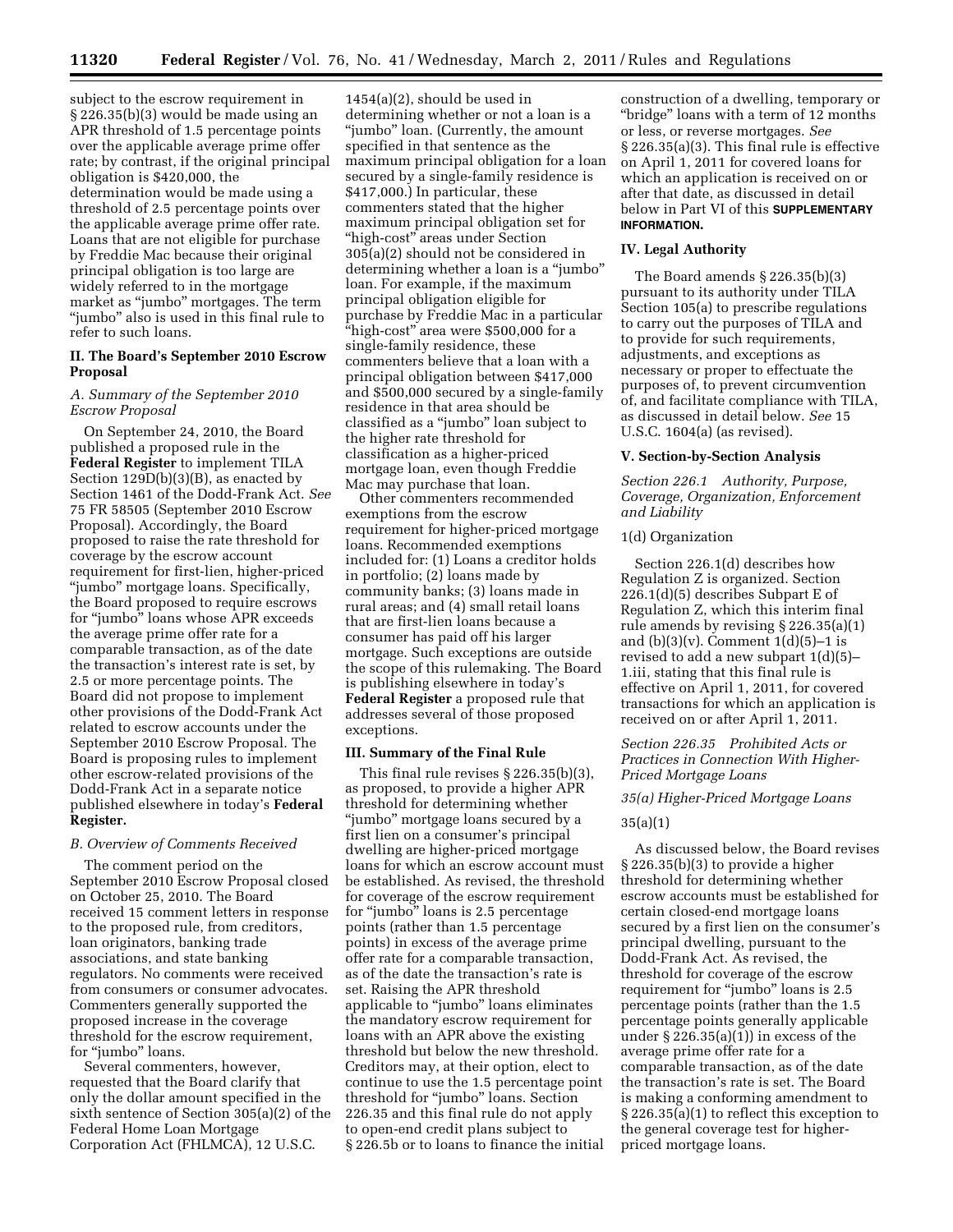subject to the escrow requirement in § 226.35(b)(3) would be made using an APR threshold of 1.5 percentage points over the applicable average prime offer rate; by contrast, if the original principal obligation is $420,000, the determination would be made using a threshold of 2.5 percentage points over the applicable average prime offer rate. Loans that are not eligible for purchase by Freddie Mac because their original principal obligation is too large are widely referred to in the mortgage market as "jumbo" mortgages. The term "jumbo" also is used in this final rule to refer to such loans.

## II. The Board's September 2010 Escrow Proposal

### *A. Summary of the September 2010 Escrow Proposal*

On September 24, 2010, the Board published a proposed rule in the **Federal Register** to implement TILA Section 129D(b)(3)(B), as enacted by Section 1461 of the Dodd-Frank Act. *See* 75 FR 58505 (September 2010 Escrow Proposal). Accordingly, the Board proposed to raise the rate threshold for coverage by the escrow account requirement for first-lien, higher-priced "jumbo" mortgage loans. Specifically, the Board proposed to require escrows for "jumbo" loans whose APR exceeds the average prime offer rate for a comparable transaction, as of the date the transaction's interest rate is set, by 2.5 or more percentage points. The Board did not propose to implement other provisions of the Dodd-Frank Act related to escrow accounts under the September 2010 Escrow Proposal. The Board is proposing rules to implement other escrow-related provisions of the Dodd-Frank Act in a separate notice published elsewhere in today's **Federal Register.**

### *B. Overview of Comments Received*

The comment period on the September 2010 Escrow Proposal closed on October 25, 2010. The Board received 15 comment letters in response to the proposed rule, from creditors, loan originators, banking trade associations, and state banking regulators. No comments were received from consumers or consumer advocates. Commenters generally supported the proposed increase in the coverage threshold for the escrow requirement, for "jumbo" loans.

Several commenters, however, requested that the Board clarify that only the dollar amount specified in the sixth sentence of Section 305(a)(2) of the Federal Home Loan Mortgage Corporation Act (FHLMCA), 12 U.S.C. 1454(a)(2), should be used in determining whether or not a loan is a "jumbo" loan. (Currently, the amount specified in that sentence as the maximum principal obligation for a loan secured by a single-family residence is $417,000.) In particular, these commenters stated that the higher maximum principal obligation set for "high-cost" areas under Section 305(a)(2) should not be considered in determining whether a loan is a "jumbo" loan. For example, if the maximum principal obligation eligible for purchase by Freddie Mac in a particular "high-cost" area were $500,000 for a single-family residence, these commenters believe that a loan with a principal obligation between $417,000 and $500,000 secured by a single-family residence in that area should be classified as a "jumbo" loan subject to the higher rate threshold for classification as a higher-priced mortgage loan, even though Freddie Mac may purchase that loan.

Other commenters recommended exemptions from the escrow requirement for higher-priced mortgage loans. Recommended exemptions included for: (1) Loans a creditor holds in portfolio; (2) loans made by community banks; (3) loans made in rural areas; and (4) small retail loans that are first-lien loans because a consumer has paid off his larger mortgage. Such exceptions are outside the scope of this rulemaking. The Board is publishing elsewhere in today's **Federal Register** a proposed rule that addresses several of those proposed exceptions.

## III. Summary of the Final Rule

This final rule revises § 226.35(b)(3), as proposed, to provide a higher APR threshold for determining whether "jumbo" mortgage loans secured by a first lien on a consumer's principal dwelling are higher-priced mortgage loans for which an escrow account must be established. As revised, the threshold for coverage of the escrow requirement for "jumbo" loans is 2.5 percentage points (rather than 1.5 percentage points) in excess of the average prime offer rate for a comparable transaction, as of the date the transaction's rate is set. Raising the APR threshold applicable to "jumbo" loans eliminates the mandatory escrow requirement for loans with an APR above the existing threshold but below the new threshold. Creditors may, at their option, elect to continue to use the 1.5 percentage point threshold for "jumbo" loans. Section 226.35 and this final rule do not apply to open-end credit plans subject to § 226.5b or to loans to finance the initial construction of a dwelling, temporary or "bridge" loans with a term of 12 months or less, or reverse mortgages. *See* § 226.35(a)(3). This final rule is effective on April 1, 2011 for covered loans for which an application is received on or after that date, as discussed in detail below in Part VI of this **SUPPLEMENTARY INFORMATION.**

## IV. Legal Authority

The Board amends § 226.35(b)(3) pursuant to its authority under TILA Section 105(a) to prescribe regulations to carry out the purposes of TILA and to provide for such requirements, adjustments, and exceptions as necessary or proper to effectuate the purposes of, to prevent circumvention of, and facilitate compliance with TILA, as discussed in detail below. *See* 15 U.S.C. 1604(a) (as revised).

## V. Section-by-Section Analysis

### *Section 226.1 Authority, Purpose, Coverage, Organization, Enforcement and Liability*

1(d) Organization

Section 226.1(d) describes how Regulation Z is organized. Section 226.1(d)(5) describes Subpart E of Regulation Z, which this interim final rule amends by revising § 226.35(a)(1) and (b)(3)(v). Comment 1(d)(5)–1 is revised to add a new subpart 1(d)(5)–1.iii, stating that this final rule is effective on April 1, 2011, for covered transactions for which an application is received on or after April 1, 2011.

### *Section 226.35 Prohibited Acts or Practices in Connection With Higher-Priced Mortgage Loans*

*35(a) Higher-Priced Mortgage Loans*

35(a)(1)

As discussed below, the Board revises § 226.35(b)(3) to provide a higher threshold for determining whether escrow accounts must be established for certain closed-end mortgage loans secured by a first lien on the consumer's principal dwelling, pursuant to the Dodd-Frank Act. As revised, the threshold for coverage of the escrow requirement for "jumbo" loans is 2.5 percentage points (rather than the 1.5 percentage points generally applicable under § 226.35(a)(1)) in excess of the average prime offer rate for a comparable transaction, as of the date the transaction's rate is set. The Board is making a conforming amendment to § 226.35(a)(1) to reflect this exception to the general coverage test for higher-priced mortgage loans.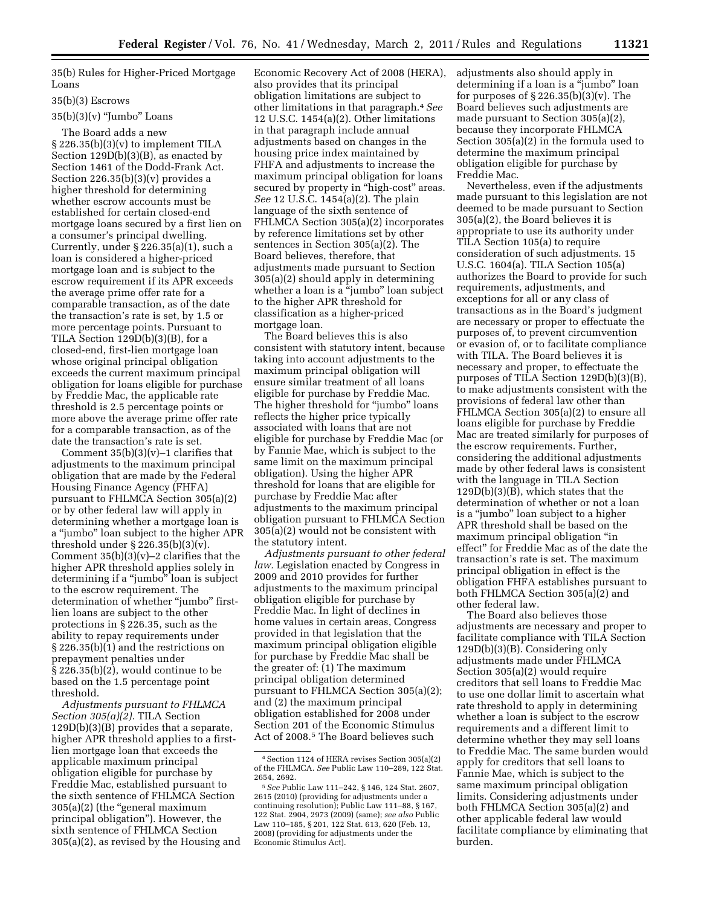35(b) Rules for Higher-Priced Mortgage Loans

35(b)(3) Escrows

35(b)(3)(v) "Jumbo" Loans

The Board adds a new § 226.35(b)(3)(v) to implement TILA Section 129D(b)(3)(B), as enacted by Section 1461 of the Dodd-Frank Act. Section 226.35(b)(3)(v) provides a higher threshold for determining whether escrow accounts must be established for certain closed-end mortgage loans secured by a first lien on a consumer's principal dwelling. Currently, under § 226.35(a)(1), such a loan is considered a higher-priced mortgage loan and is subject to the escrow requirement if its APR exceeds the average prime offer rate for a comparable transaction, as of the date the transaction's rate is set, by 1.5 or more percentage points. Pursuant to TILA Section 129D(b)(3)(B), for a closed-end, first-lien mortgage loan whose original principal obligation exceeds the current maximum principal obligation for loans eligible for purchase by Freddie Mac, the applicable rate threshold is 2.5 percentage points or more above the average prime offer rate for a comparable transaction, as of the date the transaction's rate is set.

Comment 35(b)(3)(v)–1 clarifies that adjustments to the maximum principal obligation that are made by the Federal Housing Finance Agency (FHFA) pursuant to FHLMCA Section 305(a)(2) or by other federal law will apply in determining whether a mortgage loan is a "jumbo" loan subject to the higher APR threshold under § 226.35(b)(3)(v). Comment 35(b)(3)(v)–2 clarifies that the higher APR threshold applies solely in determining if a "jumbo" loan is subject to the escrow requirement. The determination of whether "jumbo" first-lien loans are subject to the other protections in § 226.35, such as the ability to repay requirements under § 226.35(b)(1) and the restrictions on prepayment penalties under § 226.35(b)(2), would continue to be based on the 1.5 percentage point threshold.

*Adjustments pursuant to FHLMCA Section 305(a)(2).* TILA Section 129D(b)(3)(B) provides that a separate, higher APR threshold applies to a first-lien mortgage loan that exceeds the applicable maximum principal obligation eligible for purchase by Freddie Mac, established pursuant to the sixth sentence of FHLMCA Section 305(a)(2) (the "general maximum principal obligation"). However, the sixth sentence of FHLMCA Section 305(a)(2), as revised by the Housing and Economic Recovery Act of 2008 (HERA), also provides that its principal obligation limitations are subject to other limitations in that paragraph.[4] *See* 12 U.S.C. 1454(a)(2). Other limitations in that paragraph include annual adjustments based on changes in the housing price index maintained by FHFA and adjustments to increase the maximum principal obligation for loans secured by property in "high-cost" areas. *See* 12 U.S.C. 1454(a)(2). The plain language of the sixth sentence of FHLMCA Section 305(a)(2) incorporates by reference limitations set by other sentences in Section 305(a)(2). The Board believes, therefore, that adjustments made pursuant to Section 305(a)(2) should apply in determining whether a loan is a "jumbo" loan subject to the higher APR threshold for classification as a higher-priced mortgage loan.

The Board believes this is also consistent with statutory intent, because taking into account adjustments to the maximum principal obligation will ensure similar treatment of all loans eligible for purchase by Freddie Mac. The higher threshold for "jumbo" loans reflects the higher price typically associated with loans that are not eligible for purchase by Freddie Mac (or by Fannie Mae, which is subject to the same limit on the maximum principal obligation). Using the higher APR threshold for loans that are eligible for purchase by Freddie Mac after adjustments to the maximum principal obligation pursuant to FHLMCA Section 305(a)(2) would not be consistent with the statutory intent.

*Adjustments pursuant to other federal law.* Legislation enacted by Congress in 2009 and 2010 provides for further adjustments to the maximum principal obligation eligible for purchase by Freddie Mac. In light of declines in home values in certain areas, Congress provided in that legislation that the maximum principal obligation eligible for purchase by Freddie Mac shall be the greater of: (1) The maximum principal obligation determined pursuant to FHLMCA Section 305(a)(2); and (2) the maximum principal obligation established for 2008 under Section 201 of the Economic Stimulus Act of 2008.[5] The Board believes such adjustments also should apply in determining if a loan is a "jumbo" loan for purposes of § 226.35(b)(3)(v). The Board believes such adjustments are made pursuant to Section 305(a)(2), because they incorporate FHLMCA Section 305(a)(2) in the formula used to determine the maximum principal obligation eligible for purchase by Freddie Mac.

Nevertheless, even if the adjustments made pursuant to this legislation are not deemed to be made pursuant to Section 305(a)(2), the Board believes it is appropriate to use its authority under TILA Section 105(a) to require consideration of such adjustments. 15 U.S.C. 1604(a). TILA Section 105(a) authorizes the Board to provide for such requirements, adjustments, and exceptions for all or any class of transactions as in the Board's judgment are necessary or proper to effectuate the purposes of, to prevent circumvention or evasion of, or to facilitate compliance with TILA. The Board believes it is necessary and proper, to effectuate the purposes of TILA Section 129D(b)(3)(B), to make adjustments consistent with the provisions of federal law other than FHLMCA Section 305(a)(2) to ensure all loans eligible for purchase by Freddie Mac are treated similarly for purposes of the escrow requirements. Further, considering the additional adjustments made by other federal laws is consistent with the language in TILA Section 129D(b)(3)(B), which states that the determination of whether or not a loan is a "jumbo" loan subject to a higher APR threshold shall be based on the maximum principal obligation "in effect" for Freddie Mac as of the date the transaction's rate is set. The maximum principal obligation in effect is the obligation FHFA establishes pursuant to both FHLMCA Section 305(a)(2) and other federal law.

The Board also believes those adjustments are necessary and proper to facilitate compliance with TILA Section 129D(b)(3)(B). Considering only adjustments made under FHLMCA Section 305(a)(2) would require creditors that sell loans to Freddie Mac to use one dollar limit to ascertain what rate threshold to apply in determining whether a loan is subject to the escrow requirements and a different limit to determine whether they may sell loans to Freddie Mac. The same burden would apply for creditors that sell loans to Fannie Mae, which is subject to the same maximum principal obligation limits. Considering adjustments under both FHLMCA Section 305(a)(2) and other applicable federal law would facilitate compliance by eliminating that burden.

---

[4] Section 1124 of HERA revises Section 305(a)(2) of the FHLMCA. *See* Public Law 110–289, 122 Stat. 2654, 2692.

[5] *See* Public Law 111–242, § 146, 124 Stat. 2607, 2615 (2010) (providing for adjustments under a continuing resolution); Public Law 111–88, § 167, 122 Stat. 2904, 2973 (2009) (same); *see also* Public Law 110–185, § 201, 122 Stat. 613, 620 (Feb. 13, 2008) (providing for adjustments under the Economic Stimulus Act).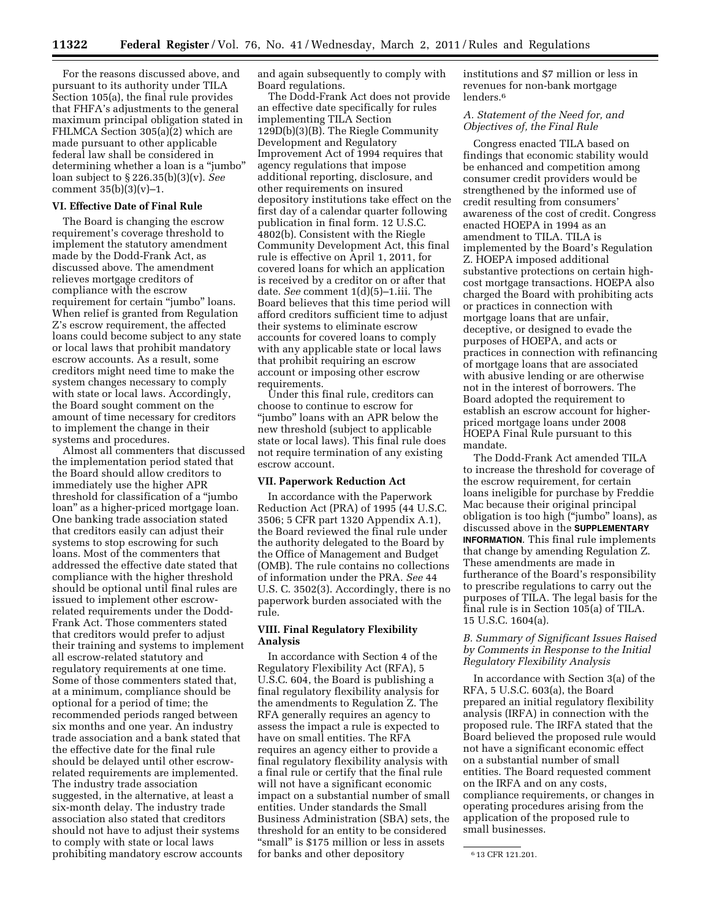For the reasons discussed above, and pursuant to its authority under TILA Section 105(a), the final rule provides that FHFA's adjustments to the general maximum principal obligation stated in FHLMCA Section 305(a)(2) which are made pursuant to other applicable federal law shall be considered in determining whether a loan is a "jumbo" loan subject to § 226.35(b)(3)(v). *See* comment 35(b)(3)(v)–1.

### VI. Effective Date of Final Rule

The Board is changing the escrow requirement's coverage threshold to implement the statutory amendment made by the Dodd-Frank Act, as discussed above. The amendment relieves mortgage creditors of compliance with the escrow requirement for certain "jumbo" loans. When relief is granted from Regulation Z's escrow requirement, the affected loans could become subject to any state or local laws that prohibit mandatory escrow accounts. As a result, some creditors might need time to make the system changes necessary to comply with state or local laws. Accordingly, the Board sought comment on the amount of time necessary for creditors to implement the change in their systems and procedures.

Almost all commenters that discussed the implementation period stated that the Board should allow creditors to immediately use the higher APR threshold for classification of a "jumbo loan" as a higher-priced mortgage loan. One banking trade association stated that creditors easily can adjust their systems to stop escrowing for such loans. Most of the commenters that addressed the effective date stated that compliance with the higher threshold should be optional until final rules are issued to implement other escrow-related requirements under the Dodd-Frank Act. Those commenters stated that creditors would prefer to adjust their training and systems to implement all escrow-related statutory and regulatory requirements at one time. Some of those commenters stated that, at a minimum, compliance should be optional for a period of time; the recommended periods ranged between six months and one year. An industry trade association and a bank stated that the effective date for the final rule should be delayed until other escrow-related requirements are implemented. The industry trade association suggested, in the alternative, at least a six-month delay. The industry trade association also stated that creditors should not have to adjust their systems to comply with state or local laws prohibiting mandatory escrow accounts and again subsequently to comply with Board regulations.

The Dodd-Frank Act does not provide an effective date specifically for rules implementing TILA Section 129D(b)(3)(B). The Riegle Community Development and Regulatory Improvement Act of 1994 requires that agency regulations that impose additional reporting, disclosure, and other requirements on insured depository institutions take effect on the first day of a calendar quarter following publication in final form. 12 U.S.C. 4802(b). Consistent with the Riegle Community Development Act, this final rule is effective on April 1, 2011, for covered loans for which an application is received by a creditor on or after that date. *See* comment 1(d)(5)–1.iii. The Board believes that this time period will afford creditors sufficient time to adjust their systems to eliminate escrow accounts for covered loans to comply with any applicable state or local laws that prohibit requiring an escrow account or imposing other escrow requirements.

Under this final rule, creditors can choose to continue to escrow for "jumbo" loans with an APR below the new threshold (subject to applicable state or local laws). This final rule does not require termination of any existing escrow account.

### VII. Paperwork Reduction Act

In accordance with the Paperwork Reduction Act (PRA) of 1995 (44 U.S.C. 3506; 5 CFR part 1320 Appendix A.1), the Board reviewed the final rule under the authority delegated to the Board by the Office of Management and Budget (OMB). The rule contains no collections of information under the PRA. *See* 44 U.S. C. 3502(3). Accordingly, there is no paperwork burden associated with the rule.

### VIII. Final Regulatory Flexibility Analysis

In accordance with Section 4 of the Regulatory Flexibility Act (RFA), 5 U.S.C. 604, the Board is publishing a final regulatory flexibility analysis for the amendments to Regulation Z. The RFA generally requires an agency to assess the impact a rule is expected to have on small entities. The RFA requires an agency either to provide a final regulatory flexibility analysis with a final rule or certify that the final rule will not have a significant economic impact on a substantial number of small entities. Under standards the Small Business Administration (SBA) sets, the threshold for an entity to be considered "small" is $175 million or less in assets for banks and other depository institutions and $7 million or less in revenues for non-bank mortgage lenders.[6]

#### *A. Statement of the Need for, and Objectives of, the Final Rule*

Congress enacted TILA based on findings that economic stability would be enhanced and competition among consumer credit providers would be strengthened by the informed use of credit resulting from consumers' awareness of the cost of credit. Congress enacted HOEPA in 1994 as an amendment to TILA. TILA is implemented by the Board's Regulation Z. HOEPA imposed additional substantive protections on certain high-cost mortgage transactions. HOEPA also charged the Board with prohibiting acts or practices in connection with mortgage loans that are unfair, deceptive, or designed to evade the purposes of HOEPA, and acts or practices in connection with refinancing of mortgage loans that are associated with abusive lending or are otherwise not in the interest of borrowers. The Board adopted the requirement to establish an escrow account for higher-priced mortgage loans under 2008 HOEPA Final Rule pursuant to this mandate.

The Dodd-Frank Act amended TILA to increase the threshold for coverage of the escrow requirement, for certain loans ineligible for purchase by Freddie Mac because their original principal obligation is too high ("jumbo" loans), as discussed above in the **SUPPLEMENTARY INFORMATION**. This final rule implements that change by amending Regulation Z. These amendments are made in furtherance of the Board's responsibility to prescribe regulations to carry out the purposes of TILA. The legal basis for the final rule is in Section 105(a) of TILA. 15 U.S.C. 1604(a).

#### *B. Summary of Significant Issues Raised by Comments in Response to the Initial Regulatory Flexibility Analysis*

In accordance with Section 3(a) of the RFA, 5 U.S.C. 603(a), the Board prepared an initial regulatory flexibility analysis (IRFA) in connection with the proposed rule. The IRFA stated that the Board believed the proposed rule would not have a significant economic effect on a substantial number of small entities. The Board requested comment on the IRFA and on any costs, compliance requirements, or changes in operating procedures arising from the application of the proposed rule to small businesses.

[6] 13 CFR 121.201.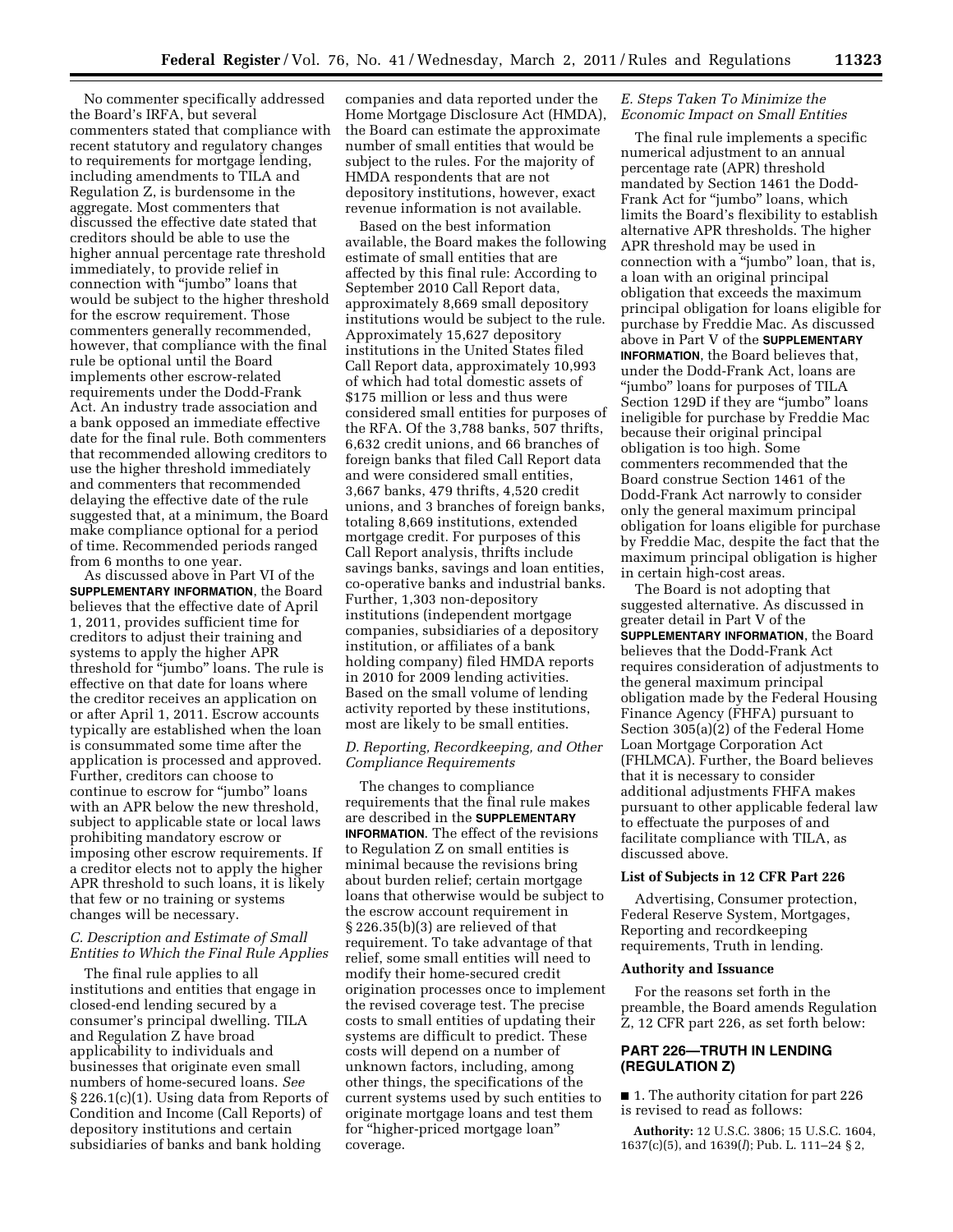No commenter specifically addressed the Board's IRFA, but several commenters stated that compliance with recent statutory and regulatory changes to requirements for mortgage lending, including amendments to TILA and Regulation Z, is burdensome in the aggregate. Most commenters that discussed the effective date stated that creditors should be able to use the higher annual percentage rate threshold immediately, to provide relief in connection with "jumbo" loans that would be subject to the higher threshold for the escrow requirement. Those commenters generally recommended, however, that compliance with the final rule be optional until the Board implements other escrow-related requirements under the Dodd-Frank Act. An industry trade association and a bank opposed an immediate effective date for the final rule. Both commenters that recommended allowing creditors to use the higher threshold immediately and commenters that recommended delaying the effective date of the rule suggested that, at a minimum, the Board make compliance optional for a period of time. Recommended periods ranged from 6 months to one year.

As discussed above in Part VI of the **SUPPLEMENTARY INFORMATION**, the Board believes that the effective date of April 1, 2011, provides sufficient time for creditors to adjust their training and systems to apply the higher APR threshold for "jumbo" loans. The rule is effective on that date for loans where the creditor receives an application on or after April 1, 2011. Escrow accounts typically are established when the loan is consummated some time after the application is processed and approved. Further, creditors can choose to continue to escrow for "jumbo" loans with an APR below the new threshold, subject to applicable state or local laws prohibiting mandatory escrow or imposing other escrow requirements. If a creditor elects not to apply the higher APR threshold to such loans, it is likely that few or no training or systems changes will be necessary.

### *C. Description and Estimate of Small Entities to Which the Final Rule Applies*

The final rule applies to all institutions and entities that engage in closed-end lending secured by a consumer's principal dwelling. TILA and Regulation Z have broad applicability to individuals and businesses that originate even small numbers of home-secured loans. *See* § 226.1(c)(1). Using data from Reports of Condition and Income (Call Reports) of depository institutions and certain subsidiaries of banks and bank holding companies and data reported under the Home Mortgage Disclosure Act (HMDA), the Board can estimate the approximate number of small entities that would be subject to the rules. For the majority of HMDA respondents that are not depository institutions, however, exact revenue information is not available.

Based on the best information available, the Board makes the following estimate of small entities that are affected by this final rule: According to September 2010 Call Report data, approximately 8,669 small depository institutions would be subject to the rule. Approximately 15,627 depository institutions in the United States filed Call Report data, approximately 10,993 of which had total domestic assets of $175 million or less and thus were considered small entities for purposes of the RFA. Of the 3,788 banks, 507 thrifts, 6,632 credit unions, and 66 branches of foreign banks that filed Call Report data and were considered small entities, 3,667 banks, 479 thrifts, 4,520 credit unions, and 3 branches of foreign banks, totaling 8,669 institutions, extended mortgage credit. For purposes of this Call Report analysis, thrifts include savings banks, savings and loan entities, co-operative banks and industrial banks. Further, 1,303 non-depository institutions (independent mortgage companies, subsidiaries of a depository institution, or affiliates of a bank holding company) filed HMDA reports in 2010 for 2009 lending activities. Based on the small volume of lending activity reported by these institutions, most are likely to be small entities.

### *D. Reporting, Recordkeeping, and Other Compliance Requirements*

The changes to compliance requirements that the final rule makes are described in the **SUPPLEMENTARY INFORMATION**. The effect of the revisions to Regulation Z on small entities is minimal because the revisions bring about burden relief; certain mortgage loans that otherwise would be subject to the escrow account requirement in § 226.35(b)(3) are relieved of that requirement. To take advantage of that relief, some small entities will need to modify their home-secured credit origination processes once to implement the revised coverage test. The precise costs to small entities of updating their systems are difficult to predict. These costs will depend on a number of unknown factors, including, among other things, the specifications of the current systems used by such entities to originate mortgage loans and test them for "higher-priced mortgage loan" coverage.

### *E. Steps Taken To Minimize the Economic Impact on Small Entities*

The final rule implements a specific numerical adjustment to an annual percentage rate (APR) threshold mandated by Section 1461 the Dodd-Frank Act for "jumbo" loans, which limits the Board's flexibility to establish alternative APR thresholds. The higher APR threshold may be used in connection with a "jumbo" loan, that is, a loan with an original principal obligation that exceeds the maximum principal obligation for loans eligible for purchase by Freddie Mac. As discussed above in Part V of the **SUPPLEMENTARY INFORMATION**, the Board believes that, under the Dodd-Frank Act, loans are "jumbo" loans for purposes of TILA Section 129D if they are "jumbo" loans ineligible for purchase by Freddie Mac because their original principal obligation is too high. Some commenters recommended that the Board construe Section 1461 of the Dodd-Frank Act narrowly to consider only the general maximum principal obligation for loans eligible for purchase by Freddie Mac, despite the fact that the maximum principal obligation is higher in certain high-cost areas.

The Board is not adopting that suggested alternative. As discussed in greater detail in Part V of the **SUPPLEMENTARY INFORMATION**, the Board believes that the Dodd-Frank Act requires consideration of adjustments to the general maximum principal obligation made by the Federal Housing Finance Agency (FHFA) pursuant to Section 305(a)(2) of the Federal Home Loan Mortgage Corporation Act (FHLMCA). Further, the Board believes that it is necessary to consider additional adjustments FHFA makes pursuant to other applicable federal law to effectuate the purposes of and facilitate compliance with TILA, as discussed above.

## List of Subjects in 12 CFR Part 226

Advertising, Consumer protection, Federal Reserve System, Mortgages, Reporting and recordkeeping requirements, Truth in lending.

## Authority and Issuance

For the reasons set forth in the preamble, the Board amends Regulation Z, 12 CFR part 226, as set forth below:

## PART 226—TRUTH IN LENDING (REGULATION Z)

■ 1. The authority citation for part 226 is revised to read as follows:

**Authority:** 12 U.S.C. 3806; 15 U.S.C. 1604, 1637(c)(5), and 1639(*l*); Pub. L. 111–24 § 2,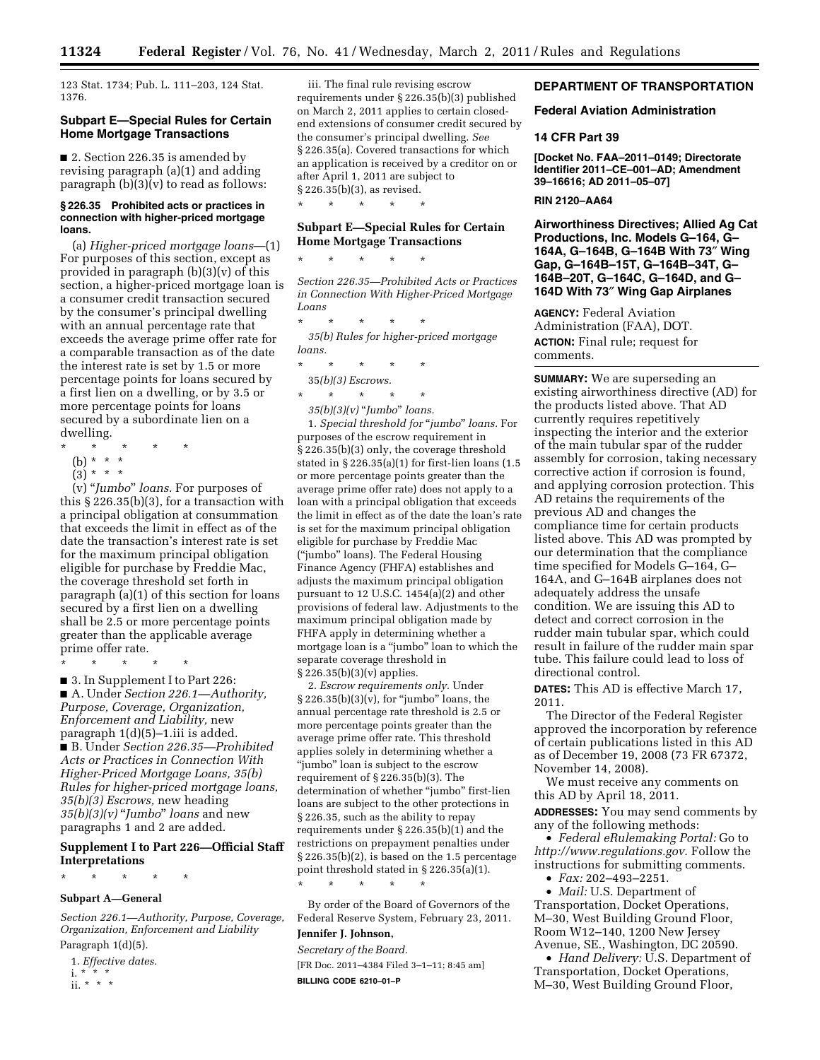123 Stat. 1734; Pub. L. 111–203, 124 Stat. 1376.

### Subpart E—Special Rules for Certain Home Mortgage Transactions

■ 2. Section 226.35 is amended by revising paragraph (a)(1) and adding paragraph (b)(3)(v) to read as follows:

#### § 226.35 Prohibited acts or practices in connection with higher-priced mortgage loans.

(a) *Higher-priced mortgage loans*—(1) For purposes of this section, except as provided in paragraph (b)(3)(v) of this section, a higher-priced mortgage loan is a consumer credit transaction secured by the consumer's principal dwelling with an annual percentage rate that exceeds the average prime offer rate for a comparable transaction as of the date the interest rate is set by 1.5 or more percentage points for loans secured by a first lien on a dwelling, or by 3.5 or more percentage points for loans secured by a subordinate lien on a dwelling.

\* \* \* \* \*

(b) \* \* \*

(3) \* \* \*

(v) "*Jumbo*" *loans.* For purposes of this § 226.35(b)(3), for a transaction with a principal obligation at consummation that exceeds the limit in effect as of the date the transaction's interest rate is set for the maximum principal obligation eligible for purchase by Freddie Mac, the coverage threshold set forth in paragraph (a)(1) of this section for loans secured by a first lien on a dwelling shall be 2.5 or more percentage points greater than the applicable average prime offer rate.

\* \* \* \* \*

■ 3. In Supplement I to Part 226:

■ A. Under *Section 226.1—Authority, Purpose, Coverage, Organization, Enforcement and Liability,* new paragraph 1(d)(5)–1.iii is added.

■ B. Under *Section 226.35—Prohibited Acts or Practices in Connection With Higher-Priced Mortgage Loans, 35(b) Rules for higher-priced mortgage loans, 35(b)(3) Escrows,* new heading *35(b)(3)(v)* "*Jumbo*" *loans* and new paragraphs 1 and 2 are added.

### Supplement I to Part 226—Official Staff Interpretations

\* \* \* \* \*

#### Subpart A—General

*Section 226.1—Authority, Purpose, Coverage, Organization, Enforcement and Liability*

Paragraph 1(d)(5).

1. *Effective dates.*

i. \* \* \*

ii. \* \* \*

iii. The final rule revising escrow requirements under § 226.35(b)(3) published on March 2, 2011 applies to certain closed-end extensions of consumer credit secured by the consumer's principal dwelling. *See* § 226.35(a). Covered transactions for which an application is received by a creditor on or after April 1, 2011 are subject to § 226.35(b)(3), as revised.

\* \* \* \* \*

### Subpart E—Special Rules for Certain Home Mortgage Transactions

\* \* \* \* \*

*Section 226.35—Prohibited Acts or Practices in Connection With Higher-Priced Mortgage Loans*

\* \* \* \* \*

*35(b) Rules for higher-priced mortgage loans.*

\* \* \* \* \*

35*(b)(3) Escrows.*

\* \* \* \* \*

*35(b)(3)(v)* "*Jumbo*" *loans.*

1. *Special threshold for* "*jumbo*" *loans.* For purposes of the escrow requirement in § 226.35(b)(3) only, the coverage threshold stated in § 226.35(a)(1) for first-lien loans (1.5 or more percentage points greater than the average prime offer rate) does not apply to a loan with a principal obligation that exceeds the limit in effect as of the date the loan's rate is set for the maximum principal obligation eligible for purchase by Freddie Mac ("jumbo" loans). The Federal Housing Finance Agency (FHFA) establishes and adjusts the maximum principal obligation pursuant to 12 U.S.C. 1454(a)(2) and other provisions of federal law. Adjustments to the maximum principal obligation made by FHFA apply in determining whether a mortgage loan is a "jumbo" loan to which the separate coverage threshold in § 226.35(b)(3)(v) applies.

2. *Escrow requirements only.* Under § 226.35(b)(3)(v), for "jumbo" loans, the annual percentage rate threshold is 2.5 or more percentage points greater than the average prime offer rate. This threshold applies solely in determining whether a "jumbo" loan is subject to the escrow requirement of § 226.35(b)(3). The determination of whether "jumbo" first-lien loans are subject to the other protections in § 226.35, such as the ability to repay requirements under § 226.35(b)(1) and the restrictions on prepayment penalties under § 226.35(b)(2), is based on the 1.5 percentage point threshold stated in § 226.35(a)(1).

\* \* \* \* \*

By order of the Board of Governors of the Federal Reserve System, February 23, 2011.

**Jennifer J. Johnson,**

*Secretary of the Board.*

[FR Doc. 2011–4384 Filed 3–1–11; 8:45 am]

**BILLING CODE 6210–01–P**

## DEPARTMENT OF TRANSPORTATION

### Federal Aviation Administration

### 14 CFR Part 39

**[Docket No. FAA–2011–0149; Directorate Identifier 2011–CE–001–AD; Amendment 39–16616; AD 2011–05–07]**

**RIN 2120–AA64**

### Airworthiness Directives; Allied Ag Cat Productions, Inc. Models G–164, G–164A, G–164B, G–164B With 73″ Wing Gap, G–164B–15T, G–164B–34T, G–164B–20T, G–164C, G–164D, and G–164D With 73″ Wing Gap Airplanes

**AGENCY:** Federal Aviation Administration (FAA), DOT.

**ACTION:** Final rule; request for comments.

**SUMMARY:** We are superseding an existing airworthiness directive (AD) for the products listed above. That AD currently requires repetitively inspecting the interior and the exterior of the main tubular spar of the rudder assembly for corrosion, taking necessary corrective action if corrosion is found, and applying corrosion protection. This AD retains the requirements of the previous AD and changes the compliance time for certain products listed above. This AD was prompted by our determination that the compliance time specified for Models G–164, G–164A, and G–164B airplanes does not adequately address the unsafe condition. We are issuing this AD to detect and correct corrosion in the rudder main tubular spar, which could result in failure of the rudder main spar tube. This failure could lead to loss of directional control.

**DATES:** This AD is effective March 17, 2011.

The Director of the Federal Register approved the incorporation by reference of certain publications listed in this AD as of December 19, 2008 (73 FR 67372, November 14, 2008).

We must receive any comments on this AD by April 18, 2011.

**ADDRESSES:** You may send comments by any of the following methods:

- *Federal eRulemaking Portal:* Go to *http://www.regulations.gov*. Follow the instructions for submitting comments.
- *Fax:* 202–493–2251.
- *Mail:* U.S. Department of Transportation, Docket Operations, M–30, West Building Ground Floor, Room W12–140, 1200 New Jersey Avenue, SE., Washington, DC 20590.
- *Hand Delivery:* U.S. Department of Transportation, Docket Operations, M–30, West Building Ground Floor,